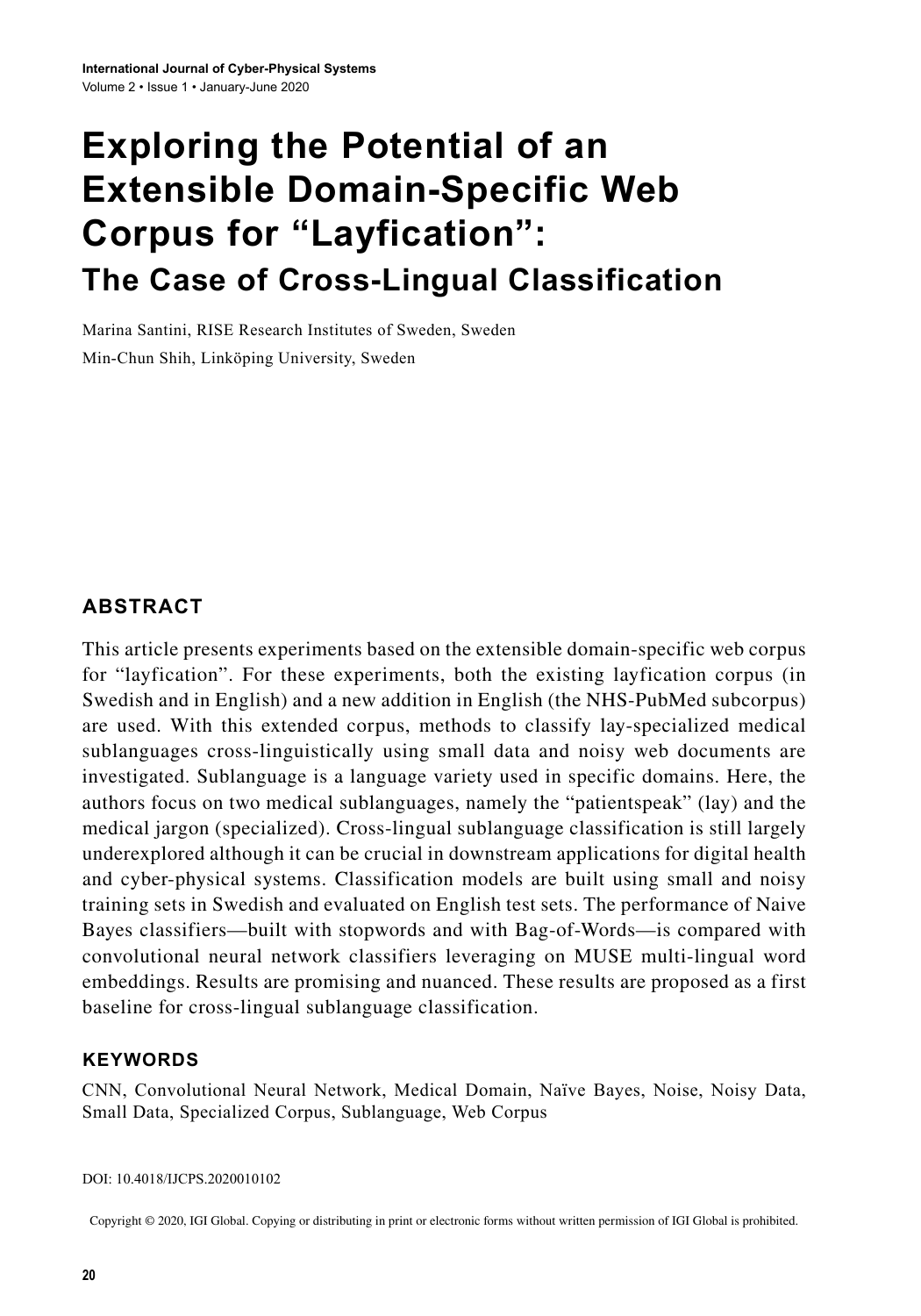# Exploring the Potential of an Extensible Domain-Specific Web Corpus for "Layfication":

## The Case of Cross-Lingual Classification

Marina Santini, RISE Research Institutes of Sweden, Sweden

Min-Chun Shih, Linköping University, Sweden

## ABSTRACT

This article presents experiments based on the extensible domain-specific web corpus for "layfication". For these experiments, both the existing layfication corpus (in Swedish and in English) and a new addition in English (the NHS-PubMed subcorpus) are used. With this extended corpus, methods to classify lay-specialized medical sublanguages cross-linguistically using small data and noisy web documents are investigated. Sublanguage is a language variety used in specific domains. Here, the authors focus on two medical sublanguages, namely the "patientspeak" (lay) and the medical jargon (specialized). Cross-lingual sublanguage classification is still largely underexplored although it can be crucial in downstream applications for digital health and cyber-physical systems. Classification models are built using small and noisy training sets in Swedish and evaluated on English test sets. The performance of Naive Bayes classifiers—built with stopwords and with Bag-of-Words—is compared with convolutional neural network classifiers leveraging on MUSE multi-lingual word embeddings. Results are promising and nuanced. These results are proposed as a first baseline for cross-lingual sublanguage classification.

### KEYWORDS

CNN, Convolutional Neural Network, Medical Domain, Naïve Bayes, Noise, Noisy Data, Small Data, Specialized Corpus, Sublanguage, Web Corpus

DOI: 10.4018/IJCPS.2020010102

Copyright © 2020, IGI Global. Copying or distributing in print or electronic forms without written permission of IGI Global is prohibited.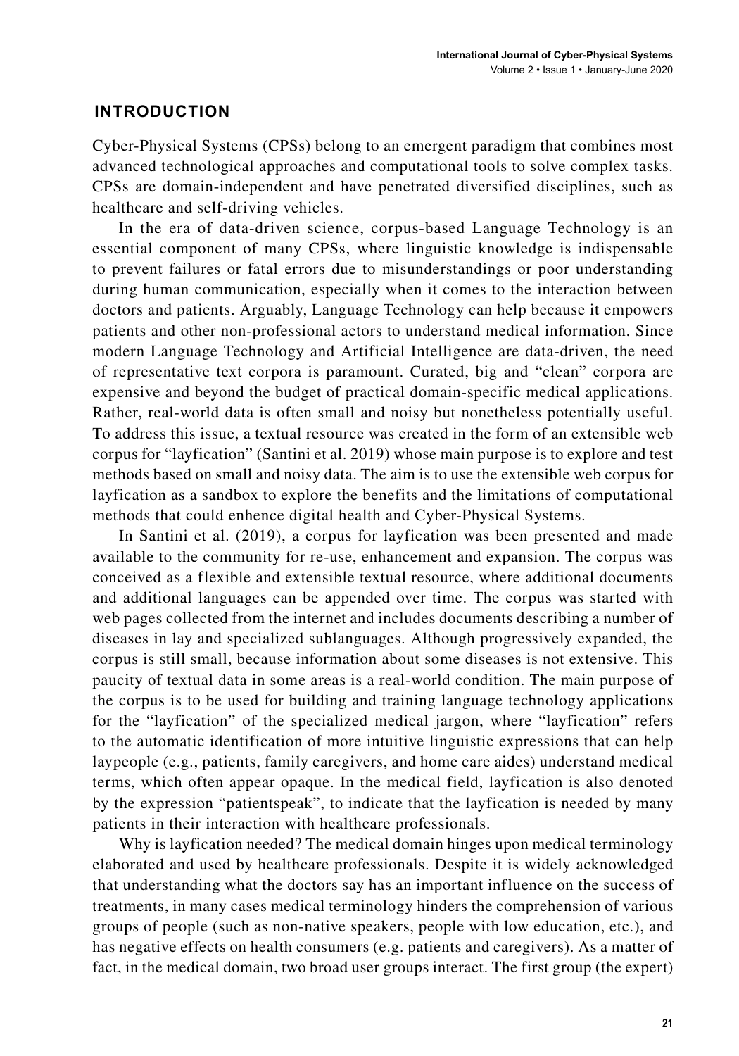## INTRODUCTION

Cyber-Physical Systems (CPSs) belong to an emergent paradigm that combines most advanced technological approaches and computational tools to solve complex tasks. CPSs are domain-independent and have penetrated diversified disciplines, such as healthcare and self-driving vehicles.

In the era of data-driven science, corpus-based Language Technology is an essential component of many CPSs, where linguistic knowledge is indispensable to prevent failures or fatal errors due to misunderstandings or poor understanding during human communication, especially when it comes to the interaction between doctors and patients. Arguably, Language Technology can help because it empowers patients and other non-professional actors to understand medical information. Since modern Language Technology and Artificial Intelligence are data-driven, the need of representative text corpora is paramount. Curated, big and "clean" corpora are expensive and beyond the budget of practical domain-specific medical applications. Rather, real-world data is often small and noisy but nonetheless potentially useful. To address this issue, a textual resource was created in the form of an extensible web corpus for "layfication" (Santini et al. 2019) whose main purpose is to explore and test methods based on small and noisy data. The aim is to use the extensible web corpus for layfication as a sandbox to explore the benefits and the limitations of computational methods that could enhence digital health and Cyber-Physical Systems.

In Santini et al. (2019), a corpus for layfication was been presented and made available to the community for re-use, enhancement and expansion. The corpus was conceived as a flexible and extensible textual resource, where additional documents and additional languages can be appended over time. The corpus was started with web pages collected from the internet and includes documents describing a number of diseases in lay and specialized sublanguages. Although progressively expanded, the corpus is still small, because information about some diseases is not extensive. This paucity of textual data in some areas is a real-world condition. The main purpose of the corpus is to be used for building and training language technology applications for the "layfication" of the specialized medical jargon, where "layfication" refers to the automatic identification of more intuitive linguistic expressions that can help laypeople (e.g., patients, family caregivers, and home care aides) understand medical terms, which often appear opaque. In the medical field, layfication is also denoted by the expression "patientspeak", to indicate that the layfication is needed by many patients in their interaction with healthcare professionals.

Why is layfication needed? The medical domain hinges upon medical terminology elaborated and used by healthcare professionals. Despite it is widely acknowledged that understanding what the doctors say has an important influence on the success of treatments, in many cases medical terminology hinders the comprehension of various groups of people (such as non-native speakers, people with low education, etc.), and has negative effects on health consumers (e.g. patients and caregivers). As a matter of fact, in the medical domain, two broad user groups interact. The first group (the expert)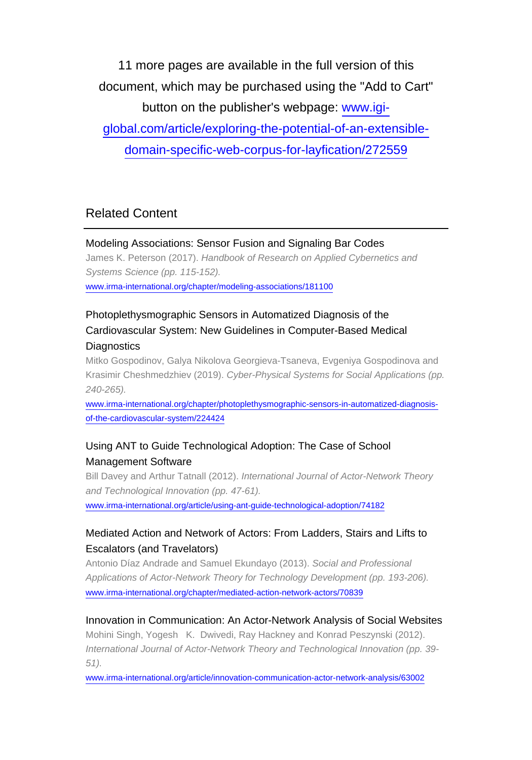11 more pages are available in the full version of this document, which may be purchased using the "Add to Cart" button on the publisher's webpage: [www.igi-global.com/article/exploring-the-potential-of-an-extensible-domain-specific-web-corpus-for-layfication/272559](www.igi-global.com/article/exploring-the-potential-of-an-extensible-domain-specific-web-corpus-for-layfication/272559)

## Related Content

### Modeling Associations: Sensor Fusion and Signaling Bar Codes

James K. Peterson (2017). *Handbook of Research on Applied Cybernetics and Systems Science (pp. 115-152).*

[www.irma-international.org/chapter/modeling-associations/181100](www.irma-international.org/chapter/modeling-associations/181100)

### Photoplethysmographic Sensors in Automatized Diagnosis of the Cardiovascular System: New Guidelines in Computer-Based Medical Diagnostics

Mitko Gospodinov, Galya Nikolova Georgieva-Tsaneva, Evgeniya Gospodinova and Krasimir Cheshmedzhiev (2019). *Cyber-Physical Systems for Social Applications (pp. 240-265).*

[www.irma-international.org/chapter/photoplethysmographic-sensors-in-automatized-diagnosis-of-the-cardiovascular-system/224424](www.irma-international.org/chapter/photoplethysmographic-sensors-in-automatized-diagnosis-of-the-cardiovascular-system/224424)

### Using ANT to Guide Technological Adoption: The Case of School Management Software

Bill Davey and Arthur Tatnall (2012). *International Journal of Actor-Network Theory and Technological Innovation (pp. 47-61).*

[www.irma-international.org/article/using-ant-guide-technological-adoption/74182](www.irma-international.org/article/using-ant-guide-technological-adoption/74182)

### Mediated Action and Network of Actors: From Ladders, Stairs and Lifts to Escalators (and Travelators)

Antonio Díaz Andrade and Samuel Ekundayo (2013). *Social and Professional Applications of Actor-Network Theory for Technology Development (pp. 193-206).*

[www.irma-international.org/chapter/mediated-action-network-actors/70839](www.irma-international.org/chapter/mediated-action-network-actors/70839)

### Innovation in Communication: An Actor-Network Analysis of Social Websites

Mohini Singh, Yogesh K. Dwivedi, Ray Hackney and Konrad Peszynski (2012). *International Journal of Actor-Network Theory and Technological Innovation (pp. 39-51).*

[www.irma-international.org/article/innovation-communication-actor-network-analysis/63002](www.irma-international.org/article/innovation-communication-actor-network-analysis/63002)